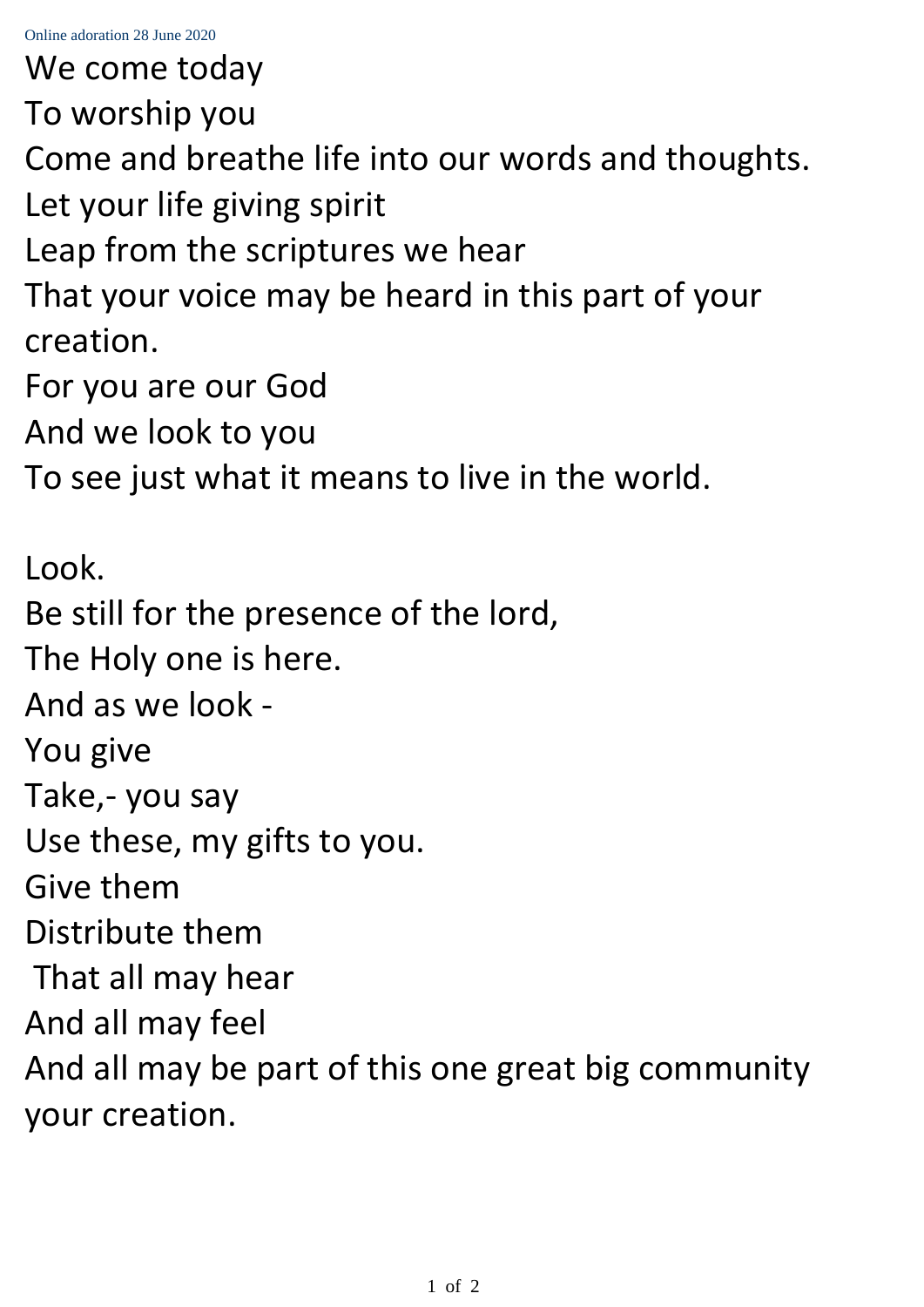We come today
To worship you
Come and breathe life into our words and thoughts.
Let your life giving spirit
Leap from the scriptures we hear
That your voice may be heard in this part of your creation.
For you are our God
And we look to you
To see just what it means to live in the world.

Look.
Be still for the presence of the lord,
The Holy one is here.
And as we look -
You give
Take,- you say
Use these, my gifts to you.
Give them
Distribute them
That all may hear
And all may feel
And all may be part of this one great big community your creation.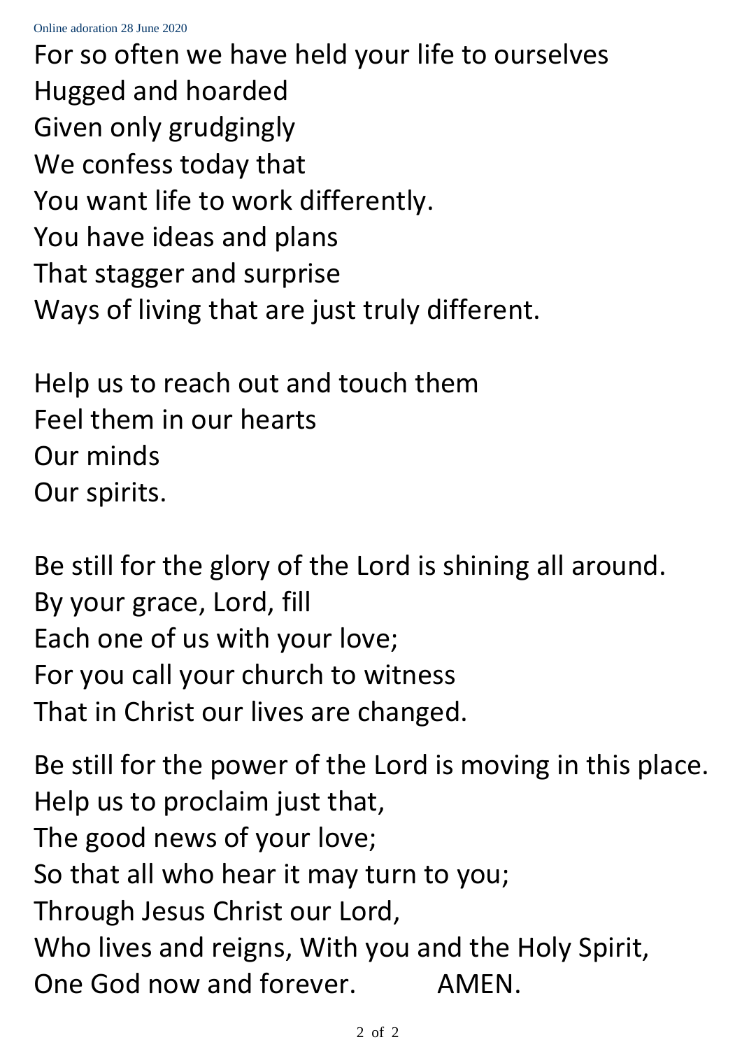For so often we have held your life to ourselves
Hugged and hoarded
Given only grudgingly
We confess today that
You want life to work differently.
You have ideas and plans
That stagger and surprise
Ways of living that are just truly different.

Help us to reach out and touch them
Feel them in our hearts
Our minds
Our spirits.

Be still for the glory of the Lord is shining all around.
By your grace, Lord, fill
Each one of us with your love;
For you call your church to witness
That in Christ our lives are changed.

Be still for the power of the Lord is moving in this place.
Help us to proclaim just that,
The good news of your love;
So that all who hear it may turn to you;
Through Jesus Christ our Lord,
Who lives and reigns, With you and the Holy Spirit,
One God now and forever. AMEN.